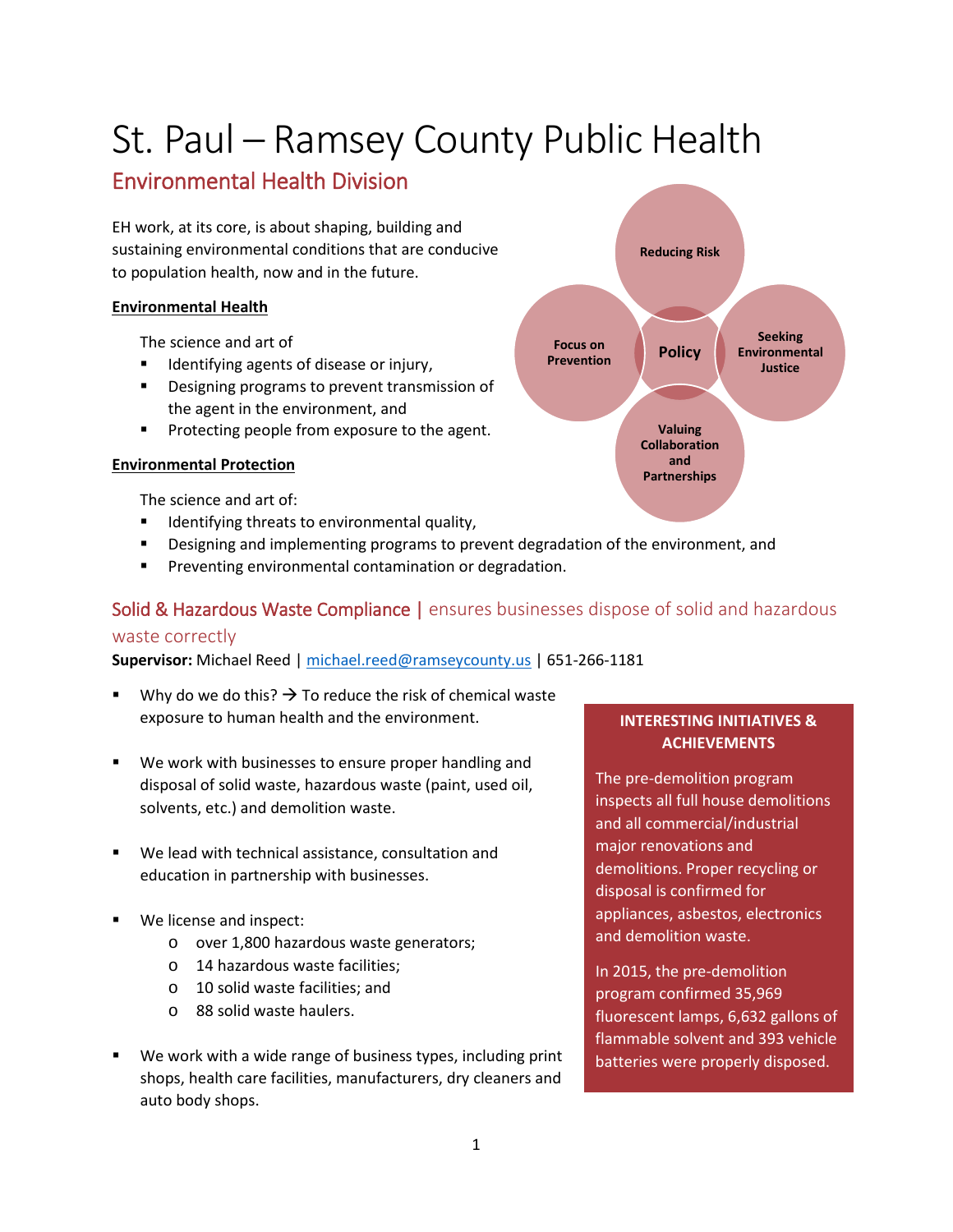# St. Paul – Ramsey County Public Health

## Environmental Health Division

EH work, at its core, is about shaping, building and sustaining environmental conditions that are conducive to population health, now and in the future.

Reducing Risk

Focus on Prevention

Policy

Seeking Environmental Justice

Valuing Collaboration and Partnerships

**Environmental Health**

The science and art of

- Identifying agents of disease or injury,
- Designing programs to prevent transmission of the agent in the environment, and
- Protecting people from exposure to the agent.

**Environmental Protection**

The science and art of:

- Identifying threats to environmental quality,
- Designing and implementing programs to prevent degradation of the environment, and
- Preventing environmental contamination or degradation.

## Solid & Hazardous Waste Compliance | ensures businesses dispose of solid and hazardous waste correctly

**Supervisor:** Michael Reed | michael.reed@ramseycounty.us | 651-266-1181

- Why do we do this? → To reduce the risk of chemical waste exposure to human health and the environment.
- We work with businesses to ensure proper handling and disposal of solid waste, hazardous waste (paint, used oil, solvents, etc.) and demolition waste.
- We lead with technical assistance, consultation and education in partnership with businesses.
- We license and inspect:
  - over 1,800 hazardous waste generators;
  - 14 hazardous waste facilities;
  - 10 solid waste facilities; and
  - 88 solid waste haulers.
- We work with a wide range of business types, including print shops, health care facilities, manufacturers, dry cleaners and auto body shops.

**INTERESTING INITIATIVES & ACHIEVEMENTS**

The pre-demolition program inspects all full house demolitions and all commercial/industrial major renovations and demolitions. Proper recycling or disposal is confirmed for appliances, asbestos, electronics and demolition waste.

In 2015, the pre-demolition program confirmed 35,969 fluorescent lamps, 6,632 gallons of flammable solvent and 393 vehicle batteries were properly disposed.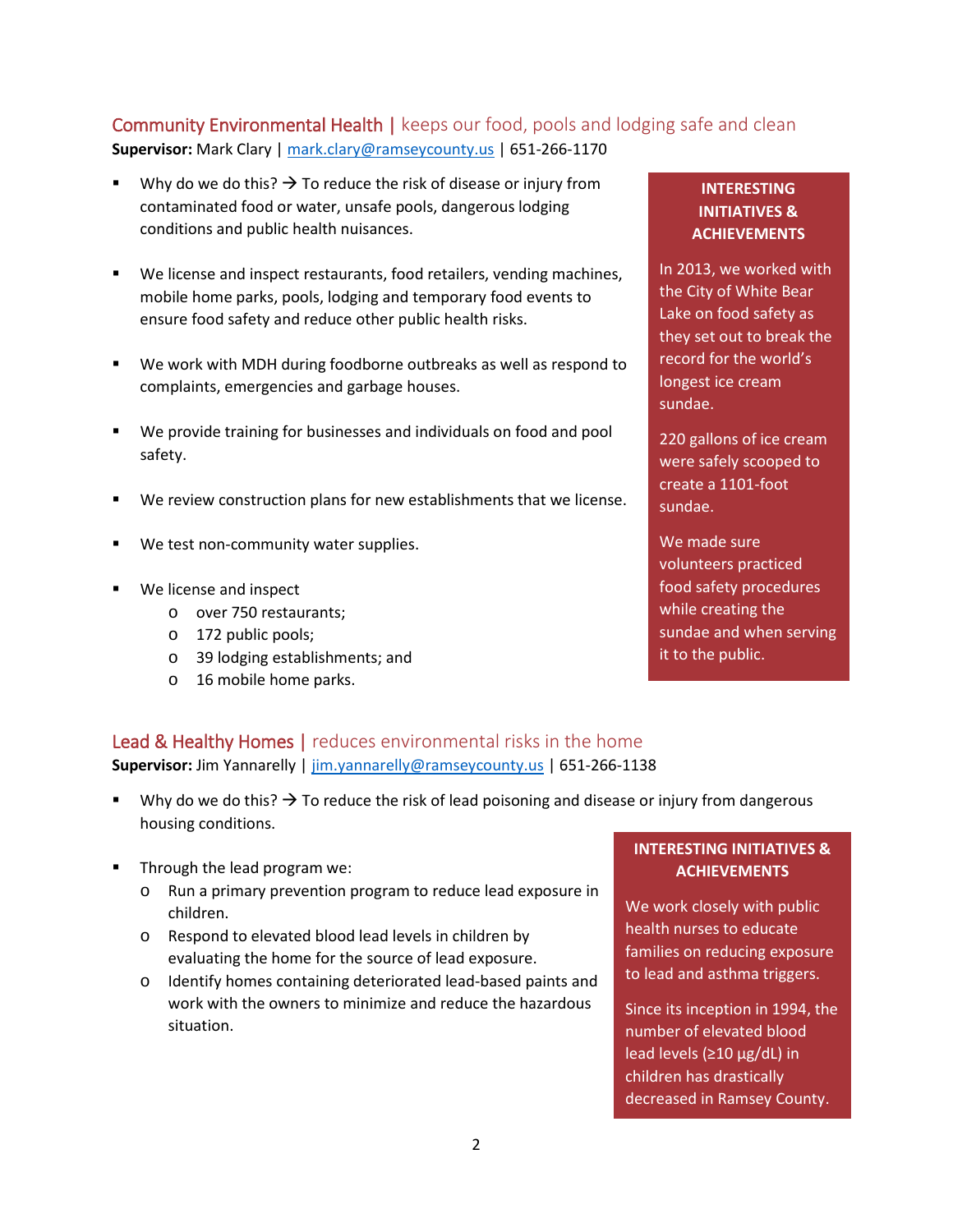## Community Environmental Health | keeps our food, pools and lodging safe and clean

**Supervisor:** Mark Clary | mark.clary@ramseycounty.us | 651-266-1170

- Why do we do this? → To reduce the risk of disease or injury from contaminated food or water, unsafe pools, dangerous lodging conditions and public health nuisances.
- We license and inspect restaurants, food retailers, vending machines, mobile home parks, pools, lodging and temporary food events to ensure food safety and reduce other public health risks.
- We work with MDH during foodborne outbreaks as well as respond to complaints, emergencies and garbage houses.
- We provide training for businesses and individuals on food and pool safety.
- We review construction plans for new establishments that we license.
- We test non-community water supplies.
- We license and inspect
  - over 750 restaurants;
  - 172 public pools;
  - 39 lodging establishments; and
  - 16 mobile home parks.

**INTERESTING INITIATIVES & ACHIEVEMENTS**

In 2013, we worked with the City of White Bear Lake on food safety as they set out to break the record for the world's longest ice cream sundae.

220 gallons of ice cream were safely scooped to create a 1101-foot sundae.

We made sure volunteers practiced food safety procedures while creating the sundae and when serving it to the public.

## Lead & Healthy Homes | reduces environmental risks in the home

**Supervisor:** Jim Yannarelly | jim.yannarelly@ramseycounty.us | 651-266-1138

- Why do we do this? → To reduce the risk of lead poisoning and disease or injury from dangerous housing conditions.
- Through the lead program we:
  - Run a primary prevention program to reduce lead exposure in children.
  - Respond to elevated blood lead levels in children by evaluating the home for the source of lead exposure.
  - Identify homes containing deteriorated lead-based paints and work with the owners to minimize and reduce the hazardous situation.

**INTERESTING INITIATIVES & ACHIEVEMENTS**

We work closely with public health nurses to educate families on reducing exposure to lead and asthma triggers.

Since its inception in 1994, the number of elevated blood lead levels (≥10 µg/dL) in children has drastically decreased in Ramsey County.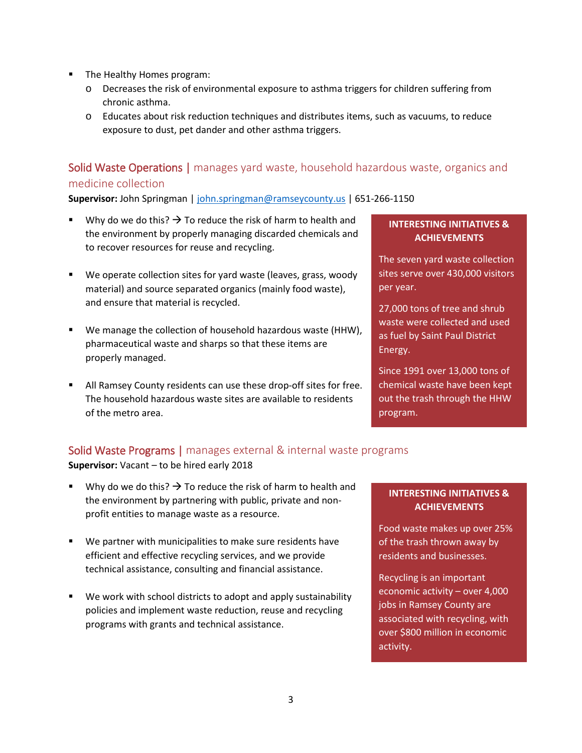- The Healthy Homes program:
  - Decreases the risk of environmental exposure to asthma triggers for children suffering from chronic asthma.
  - Educates about risk reduction techniques and distributes items, such as vacuums, to reduce exposure to dust, pet dander and other asthma triggers.

## Solid Waste Operations | manages yard waste, household hazardous waste, organics and medicine collection

**Supervisor:** John Springman | john.springman@ramseycounty.us | 651-266-1150

- Why do we do this? → To reduce the risk of harm to health and the environment by properly managing discarded chemicals and to recover resources for reuse and recycling.
- We operate collection sites for yard waste (leaves, grass, woody material) and source separated organics (mainly food waste), and ensure that material is recycled.
- We manage the collection of household hazardous waste (HHW), pharmaceutical waste and sharps so that these items are properly managed.
- All Ramsey County residents can use these drop-off sites for free. The household hazardous waste sites are available to residents of the metro area.

**INTERESTING INITIATIVES & ACHIEVEMENTS**

The seven yard waste collection sites serve over 430,000 visitors per year.

27,000 tons of tree and shrub waste were collected and used as fuel by Saint Paul District Energy.

Since 1991 over 13,000 tons of chemical waste have been kept out the trash through the HHW program.

## Solid Waste Programs | manages external & internal waste programs

**Supervisor:** Vacant – to be hired early 2018

- Why do we do this? → To reduce the risk of harm to health and the environment by partnering with public, private and non-profit entities to manage waste as a resource.
- We partner with municipalities to make sure residents have efficient and effective recycling services, and we provide technical assistance, consulting and financial assistance.
- We work with school districts to adopt and apply sustainability policies and implement waste reduction, reuse and recycling programs with grants and technical assistance.

**INTERESTING INITIATIVES & ACHIEVEMENTS**

Food waste makes up over 25% of the trash thrown away by residents and businesses.

Recycling is an important economic activity – over 4,000 jobs in Ramsey County are associated with recycling, with over $800 million in economic activity.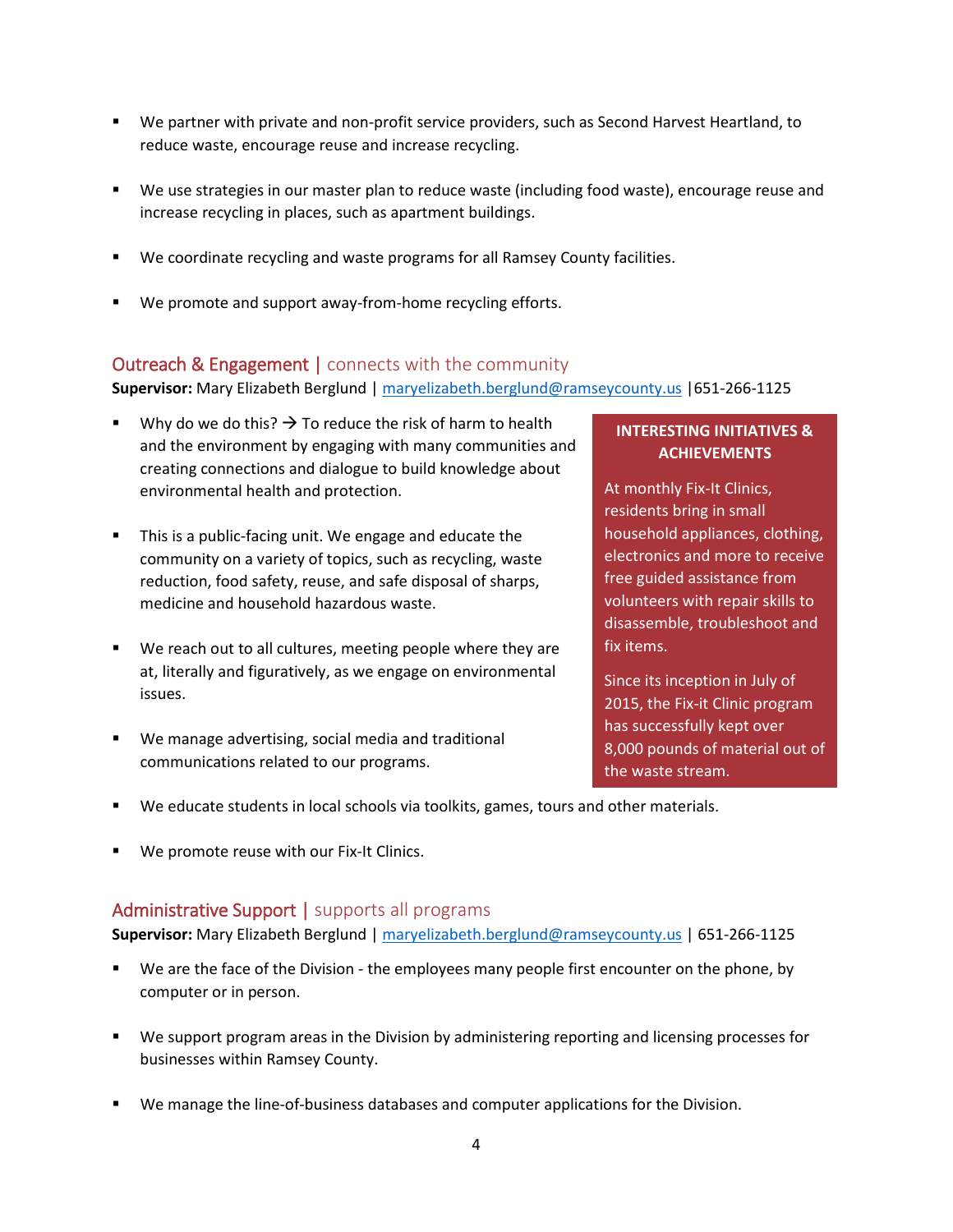- We partner with private and non-profit service providers, such as Second Harvest Heartland, to reduce waste, encourage reuse and increase recycling.

- We use strategies in our master plan to reduce waste (including food waste), encourage reuse and increase recycling in places, such as apartment buildings.

- We coordinate recycling and waste programs for all Ramsey County facilities.

- We promote and support away-from-home recycling efforts.

## Outreach & Engagement | connects with the community

**Supervisor:** Mary Elizabeth Berglund | maryelizabeth.berglund@ramseycounty.us |651-266-1125

- Why do we do this? → To reduce the risk of harm to health and the environment by engaging with many communities and creating connections and dialogue to build knowledge about environmental health and protection.

- This is a public-facing unit. We engage and educate the community on a variety of topics, such as recycling, waste reduction, food safety, reuse, and safe disposal of sharps, medicine and household hazardous waste.

- We reach out to all cultures, meeting people where they are at, literally and figuratively, as we engage on environmental issues.

- We manage advertising, social media and traditional communications related to our programs.

- We educate students in local schools via toolkits, games, tours and other materials.

- We promote reuse with our Fix-It Clinics.

**INTERESTING INITIATIVES & ACHIEVEMENTS**

At monthly Fix-It Clinics, residents bring in small household appliances, clothing, electronics and more to receive free guided assistance from volunteers with repair skills to disassemble, troubleshoot and fix items.

Since its inception in July of 2015, the Fix-it Clinic program has successfully kept over 8,000 pounds of material out of the waste stream.

## Administrative Support | supports all programs

**Supervisor:** Mary Elizabeth Berglund | maryelizabeth.berglund@ramseycounty.us | 651-266-1125

- We are the face of the Division - the employees many people first encounter on the phone, by computer or in person.

- We support program areas in the Division by administering reporting and licensing processes for businesses within Ramsey County.

- We manage the line-of-business databases and computer applications for the Division.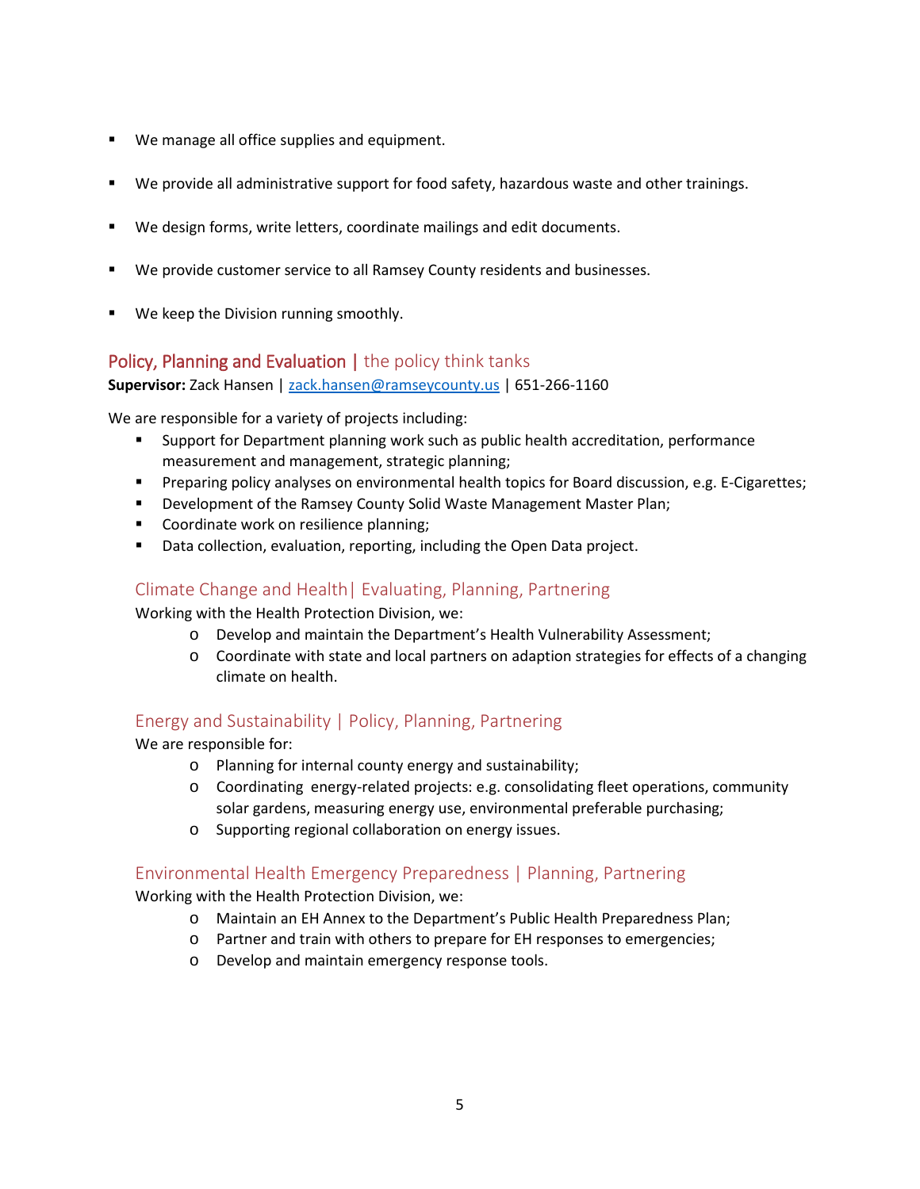- We manage all office supplies and equipment.
- We provide all administrative support for food safety, hazardous waste and other trainings.
- We design forms, write letters, coordinate mailings and edit documents.
- We provide customer service to all Ramsey County residents and businesses.
- We keep the Division running smoothly.

## Policy, Planning and Evaluation | the policy think tanks

**Supervisor:** Zack Hansen | zack.hansen@ramseycounty.us | 651-266-1160

We are responsible for a variety of projects including:

- Support for Department planning work such as public health accreditation, performance measurement and management, strategic planning;
- Preparing policy analyses on environmental health topics for Board discussion, e.g. E-Cigarettes;
- Development of the Ramsey County Solid Waste Management Master Plan;
- Coordinate work on resilience planning;
- Data collection, evaluation, reporting, including the Open Data project.

### Climate Change and Health| Evaluating, Planning, Partnering

Working with the Health Protection Division, we:

- Develop and maintain the Department's Health Vulnerability Assessment;
- Coordinate with state and local partners on adaption strategies for effects of a changing climate on health.

### Energy and Sustainability | Policy, Planning, Partnering

We are responsible for:

- Planning for internal county energy and sustainability;
- Coordinating energy-related projects: e.g. consolidating fleet operations, community solar gardens, measuring energy use, environmental preferable purchasing;
- Supporting regional collaboration on energy issues.

### Environmental Health Emergency Preparedness | Planning, Partnering

Working with the Health Protection Division, we:

- Maintain an EH Annex to the Department's Public Health Preparedness Plan;
- Partner and train with others to prepare for EH responses to emergencies;
- Develop and maintain emergency response tools.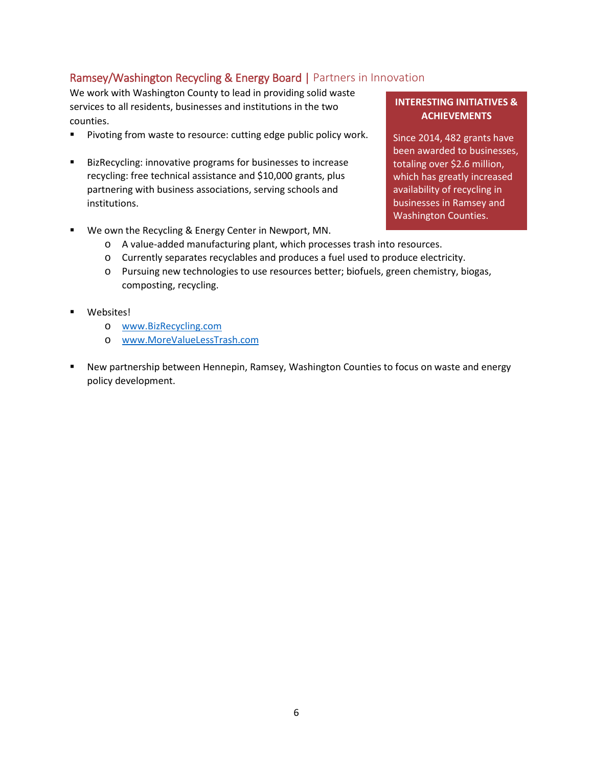## Ramsey/Washington Recycling & Energy Board | Partners in Innovation

We work with Washington County to lead in providing solid waste services to all residents, businesses and institutions in the two counties.

- Pivoting from waste to resource: cutting edge public policy work.

- BizRecycling: innovative programs for businesses to increase recycling: free technical assistance and $10,000 grants, plus partnering with business associations, serving schools and institutions.

- We own the Recycling & Energy Center in Newport, MN.
  - A value-added manufacturing plant, which processes trash into resources.
  - Currently separates recyclables and produces a fuel used to produce electricity.
  - Pursuing new technologies to use resources better; biofuels, green chemistry, biogas, composting, recycling.

- Websites!
  - [www.BizRecycling.com](http://www.BizRecycling.com)
  - [www.MoreValueLessTrash.com](http://www.MoreValueLessTrash.com)

- New partnership between Hennepin, Ramsey, Washington Counties to focus on waste and energy policy development.

**INTERESTING INITIATIVES & ACHIEVEMENTS**

Since 2014, 482 grants have been awarded to businesses, totaling over $2.6 million, which has greatly increased availability of recycling in businesses in Ramsey and Washington Counties.